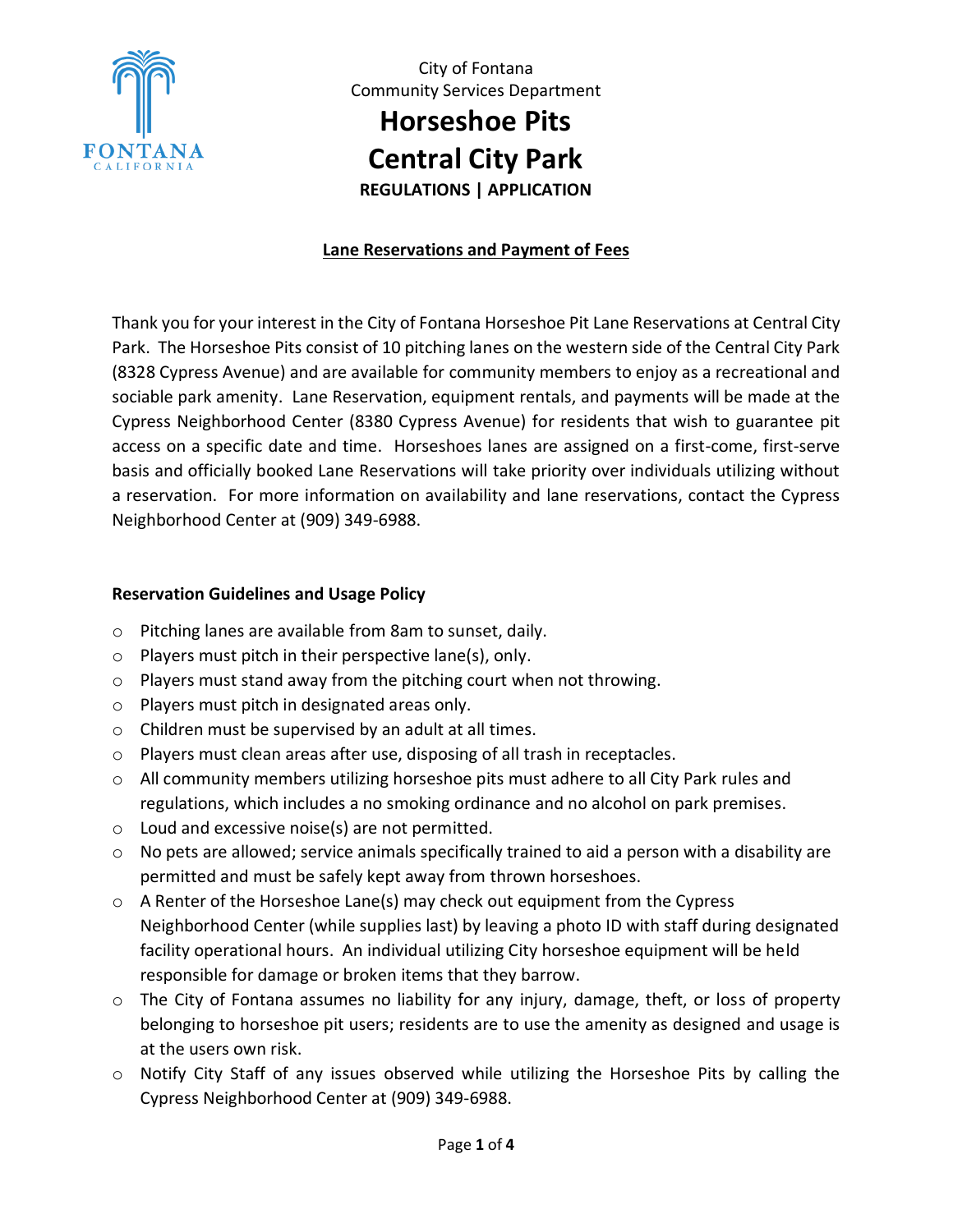City of Fontana
Community Services Department

# Horseshoe Pits
# Central City Park

**REGULATIONS | APPLICATION**

## Lane Reservations and Payment of Fees

Thank you for your interest in the City of Fontana Horseshoe Pit Lane Reservations at Central City Park. The Horseshoe Pits consist of 10 pitching lanes on the western side of the Central City Park (8328 Cypress Avenue) and are available for community members to enjoy as a recreational and sociable park amenity. Lane Reservation, equipment rentals, and payments will be made at the Cypress Neighborhood Center (8380 Cypress Avenue) for residents that wish to guarantee pit access on a specific date and time. Horseshoes lanes are assigned on a first-come, first-serve basis and officially booked Lane Reservations will take priority over individuals utilizing without a reservation. For more information on availability and lane reservations, contact the Cypress Neighborhood Center at (909) 349-6988.

### Reservation Guidelines and Usage Policy

- Pitching lanes are available from 8am to sunset, daily.
- Players must pitch in their perspective lane(s), only.
- Players must stand away from the pitching court when not throwing.
- Players must pitch in designated areas only.
- Children must be supervised by an adult at all times.
- Players must clean areas after use, disposing of all trash in receptacles.
- All community members utilizing horseshoe pits must adhere to all City Park rules and regulations, which includes a no smoking ordinance and no alcohol on park premises.
- Loud and excessive noise(s) are not permitted.
- No pets are allowed; service animals specifically trained to aid a person with a disability are permitted and must be safely kept away from thrown horseshoes.
- A Renter of the Horseshoe Lane(s) may check out equipment from the Cypress Neighborhood Center (while supplies last) by leaving a photo ID with staff during designated facility operational hours. An individual utilizing City horseshoe equipment will be held responsible for damage or broken items that they barrow.
- The City of Fontana assumes no liability for any injury, damage, theft, or loss of property belonging to horseshoe pit users; residents are to use the amenity as designed and usage is at the users own risk.
- Notify City Staff of any issues observed while utilizing the Horseshoe Pits by calling the Cypress Neighborhood Center at (909) 349-6988.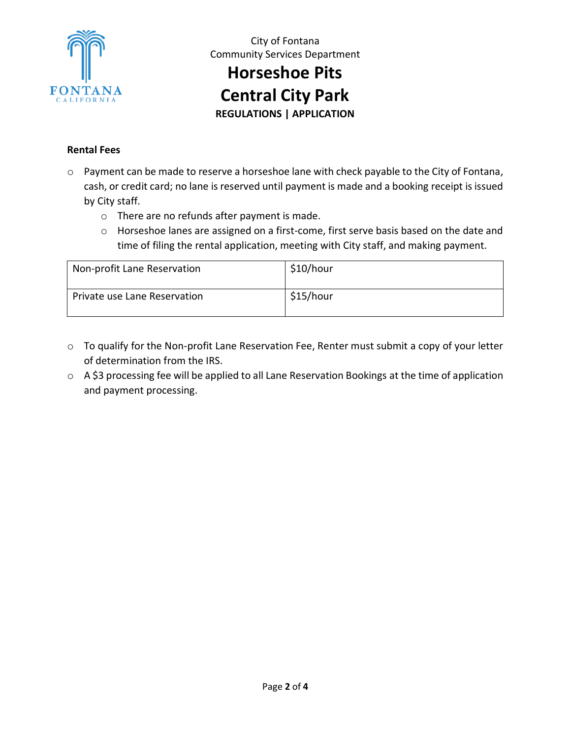City of Fontana
Community Services Department

# Horseshoe Pits
# Central City Park

**REGULATIONS | APPLICATION**

**Rental Fees**

- Payment can be made to reserve a horseshoe lane with check payable to the City of Fontana, cash, or credit card; no lane is reserved until payment is made and a booking receipt is issued by City staff.
  - There are no refunds after payment is made.
  - Horseshoe lanes are assigned on a first-come, first serve basis based on the date and time of filing the rental application, meeting with City staff, and making payment.

| | |
|---|---|
| Non-profit Lane Reservation | $10/hour |
| Private use Lane Reservation | $15/hour |

- To qualify for the Non-profit Lane Reservation Fee, Renter must submit a copy of your letter of determination from the IRS.
- A $3 processing fee will be applied to all Lane Reservation Bookings at the time of application and payment processing.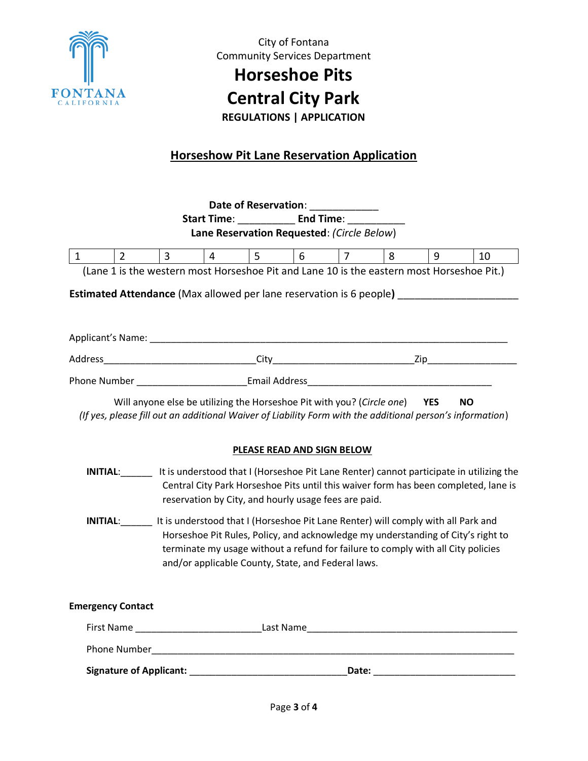City of Fontana
Community Services Department

# Horseshoe Pits
# Central City Park

**REGULATIONS | APPLICATION**

## Horseshow Pit Lane Reservation Application

**Date of Reservation**: ____________

**Start Time**: __________ **End Time**: __________

**Lane Reservation Requested**: *(Circle Below)*

| 1 | 2 | 3 | 4 | 5 | 6 | 7 | 8 | 9 | 10 |
|---|---|---|---|---|---|---|---|---|---|

(Lane 1 is the western most Horseshoe Pit and Lane 10 is the eastern most Horseshoe Pit.)

**Estimated Attendance** (Max allowed per lane reservation is 6 people**)** ____________________

Applicant's Name: ______________________________________________________________

Address____________________________City_________________________Zip________________

Phone Number ____________________Email Address__________________________________

Will anyone else be utilizing the Horseshoe Pit with you? (*Circle one*) **YES** **NO**

*(If yes, please fill out an additional Waiver of Liability Form with the additional person's information*)

**PLEASE READ AND SIGN BELOW**

**INITIAL**:______ It is understood that I (Horseshoe Pit Lane Renter) cannot participate in utilizing the Central City Park Horseshoe Pits until this waiver form has been completed, lane is reservation by City, and hourly usage fees are paid.

**INITIAL**:______ It is understood that I (Horseshoe Pit Lane Renter) will comply with all Park and Horseshoe Pit Rules, Policy, and acknowledge my understanding of City's right to terminate my usage without a refund for failure to comply with all City policies and/or applicable County, State, and Federal laws.

**Emergency Contact**

First Name ______________________Last Name_____________________________________

Phone Number_____________________________________________________________________

**Signature of Applicant:** _____________________________**Date:** __________________________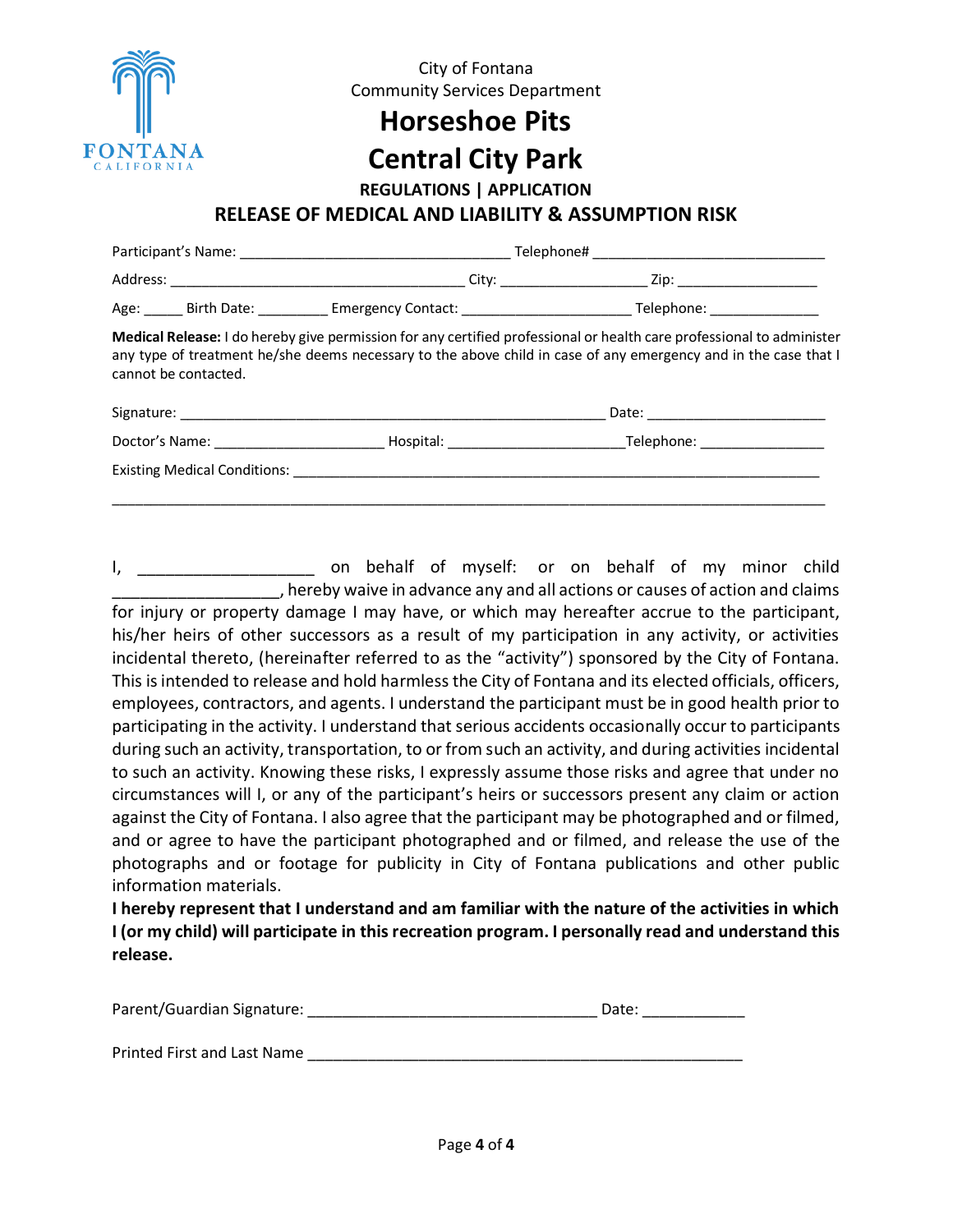City of Fontana
Community Services Department

# Horseshoe Pits
# Central City Park

**REGULATIONS | APPLICATION**

**RELEASE OF MEDICAL AND LIABILITY & ASSUMPTION RISK**

Participant's Name: _________________________________ Telephone# ____________________________

Address: ____________________________________ City: __________________ Zip: _________________

Age: _____ Birth Date: _________ Emergency Contact: _____________________ Telephone: ______________

**Medical Release:** I do hereby give permission for any certified professional or health care professional to administer any type of treatment he/she deems necessary to the above child in case of any emergency and in the case that I cannot be contacted.

Signature: _____________________________________________________ Date: ______________________

Doctor's Name: _____________________ Hospital: ______________________Telephone: ________________

Existing Medical Conditions: __________________________________________________________________

_______________________________________________________________________________________

I, ___________________ on behalf of myself: or on behalf of my minor child __________________, hereby waive in advance any and all actions or causes of action and claims for injury or property damage I may have, or which may hereafter accrue to the participant, his/her heirs of other successors as a result of my participation in any activity, or activities incidental thereto, (hereinafter referred to as the "activity") sponsored by the City of Fontana. This is intended to release and hold harmless the City of Fontana and its elected officials, officers, employees, contractors, and agents. I understand the participant must be in good health prior to participating in the activity. I understand that serious accidents occasionally occur to participants during such an activity, transportation, to or from such an activity, and during activities incidental to such an activity. Knowing these risks, I expressly assume those risks and agree that under no circumstances will I, or any of the participant's heirs or successors present any claim or action against the City of Fontana. I also agree that the participant may be photographed and or filmed, and or agree to have the participant photographed and or filmed, and release the use of the photographs and or footage for publicity in City of Fontana publications and other public information materials.

**I hereby represent that I understand and am familiar with the nature of the activities in which I (or my child) will participate in this recreation program. I personally read and understand this release.**

Parent/Guardian Signature: __________________________________ Date: ____________

Printed First and Last Name ____________________________________________________